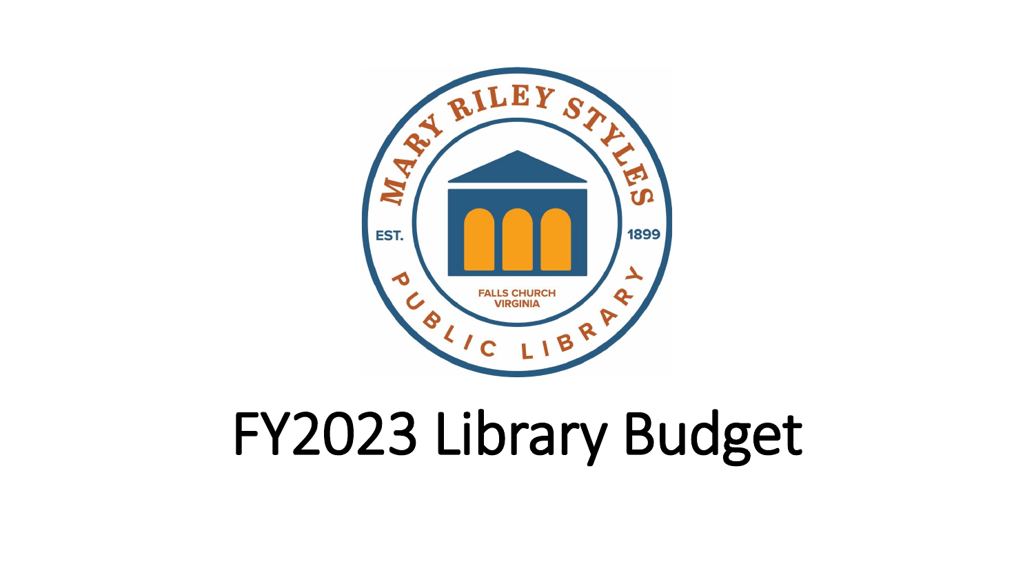MARY RILEY STYLES

EST. 1899

FALLS CHURCH VIRGINIA

PUBLIC LIBRARY

# FY2023 Library Budget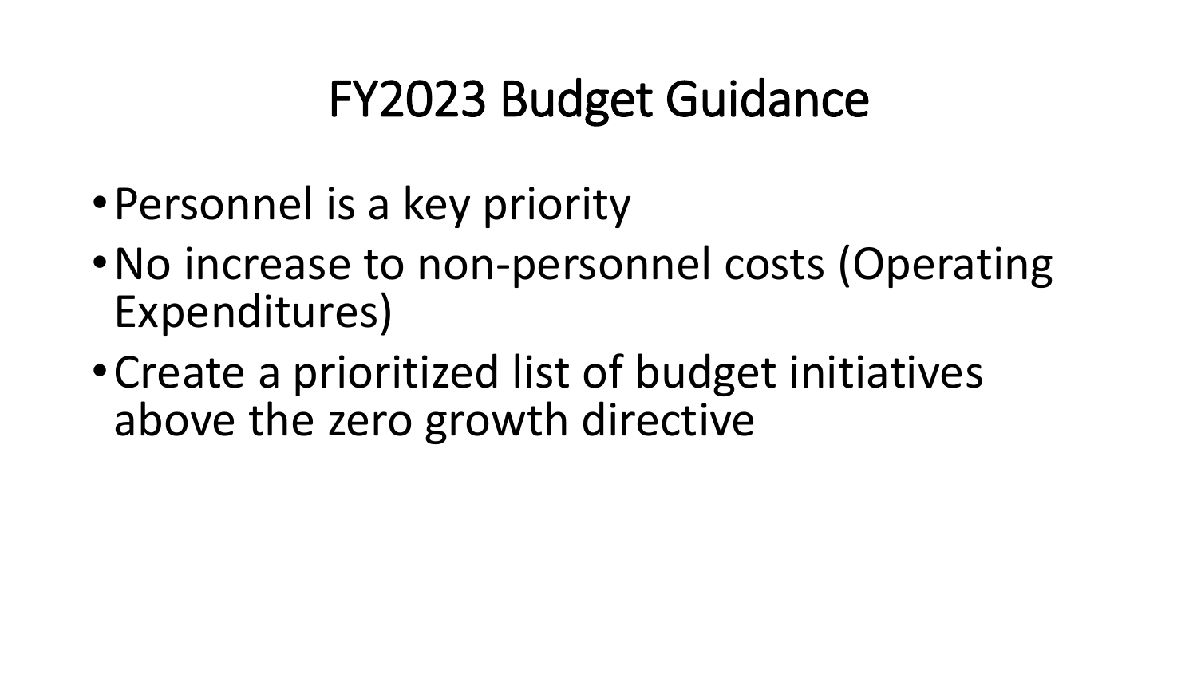# FY2023 Budget Guidance

- Personnel is a key priority
- No increase to non-personnel costs (Operating Expenditures)
- Create a prioritized list of budget initiatives above the zero growth directive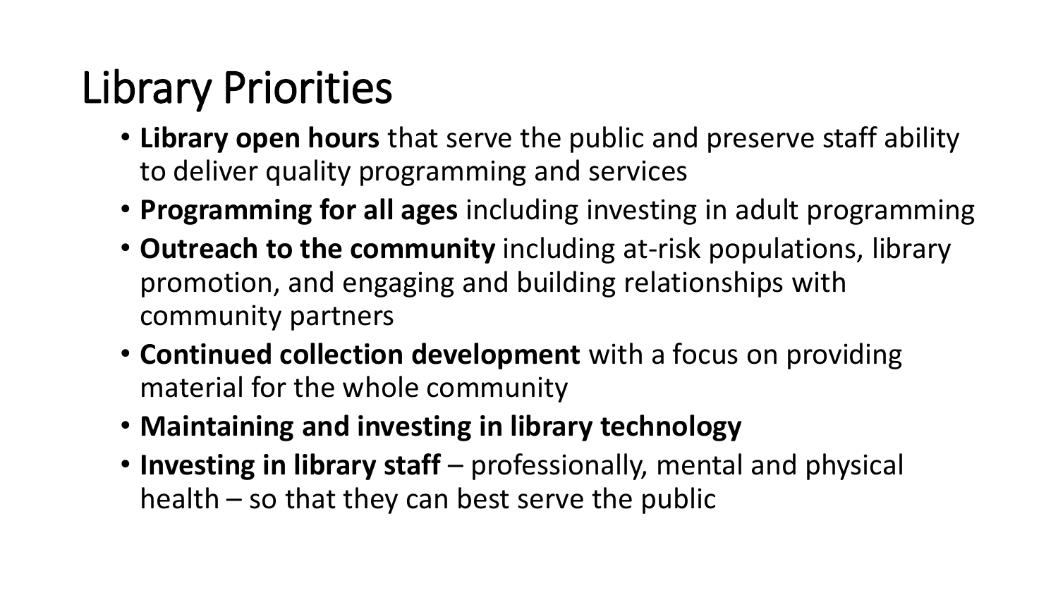# Library Priorities

- **Library open hours** that serve the public and preserve staff ability to deliver quality programming and services
- **Programming for all ages** including investing in adult programming
- **Outreach to the community** including at-risk populations, library promotion, and engaging and building relationships with community partners
- **Continued collection development** with a focus on providing material for the whole community
- **Maintaining and investing in library technology**
- **Investing in library staff** – professionally, mental and physical health – so that they can best serve the public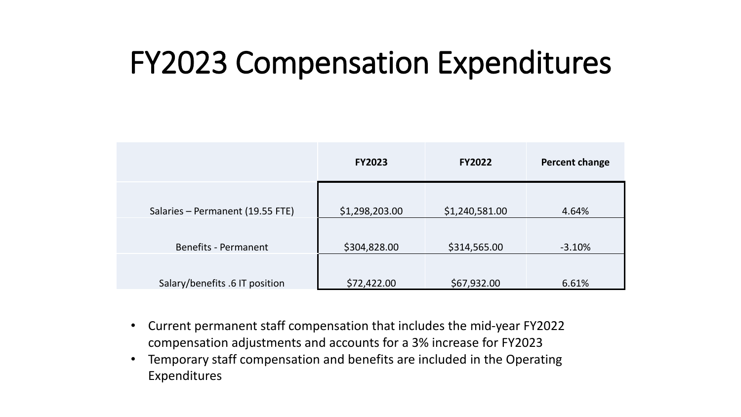# FY2023 Compensation Expenditures

| | FY2023 | FY2022 | Percent change |
|---|---|---|---|
| Salaries – Permanent (19.55 FTE) | $1,298,203.00 | $1,240,581.00 | 4.64% |
| Benefits - Permanent | $304,828.00 | $314,565.00 | -3.10% |
| Salary/benefits .6 IT position | $72,422.00 | $67,932.00 | 6.61% |

- Current permanent staff compensation that includes the mid-year FY2022 compensation adjustments and accounts for a 3% increase for FY2023
- Temporary staff compensation and benefits are included in the Operating Expenditures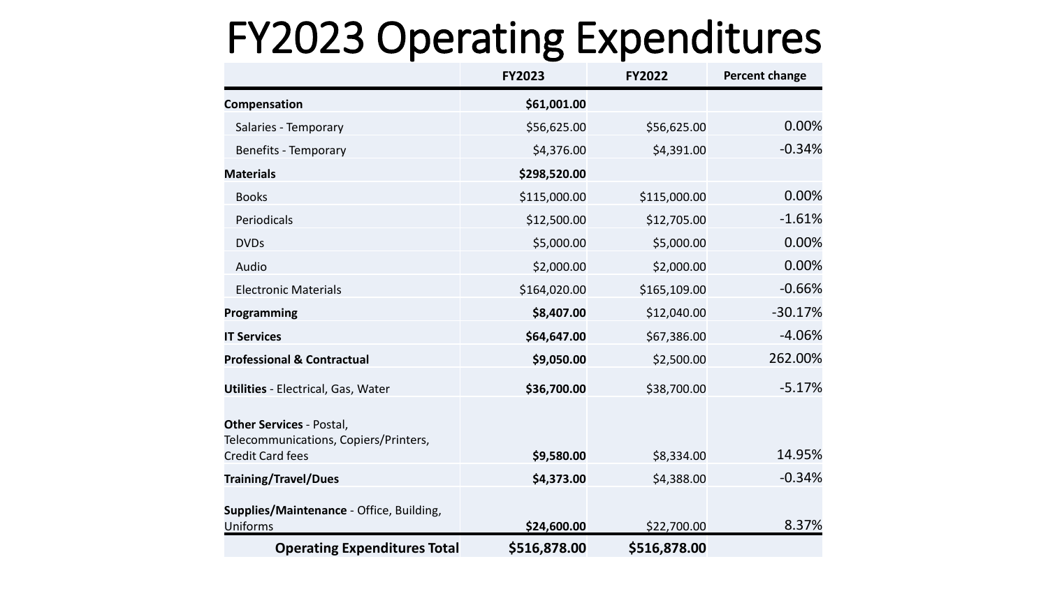# FY2023 Operating Expenditures

| | FY2023 | FY2022 | Percent change |
|---|---|---|---|
| **Compensation** | **$61,001.00** | | |
| Salaries - Temporary | $56,625.00 | $56,625.00 | 0.00% |
| Benefits - Temporary | $4,376.00 | $4,391.00 | -0.34% |
| **Materials** | **$298,520.00** | | |
| Books | $115,000.00 | $115,000.00 | 0.00% |
| Periodicals | $12,500.00 | $12,705.00 | -1.61% |
| DVDs | $5,000.00 | $5,000.00 | 0.00% |
| Audio | $2,000.00 | $2,000.00 | 0.00% |
| Electronic Materials | $164,020.00 | $165,109.00 | -0.66% |
| **Programming** | **$8,407.00** | $12,040.00 | -30.17% |
| **IT Services** | **$64,647.00** | $67,386.00 | -4.06% |
| **Professional & Contractual** | **$9,050.00** | $2,500.00 | 262.00% |
| **Utilities** - Electrical, Gas, Water | **$36,700.00** | $38,700.00 | -5.17% |
| **Other Services** - Postal, Telecommunications, Copiers/Printers, Credit Card fees | **$9,580.00** | $8,334.00 | 14.95% |
| **Training/Travel/Dues** | **$4,373.00** | $4,388.00 | -0.34% |
| **Supplies/Maintenance** - Office, Building, Uniforms | **$24,600.00** | $22,700.00 | 8.37% |
| **Operating Expenditures Total** | **$516,878.00** | **$516,878.00** | |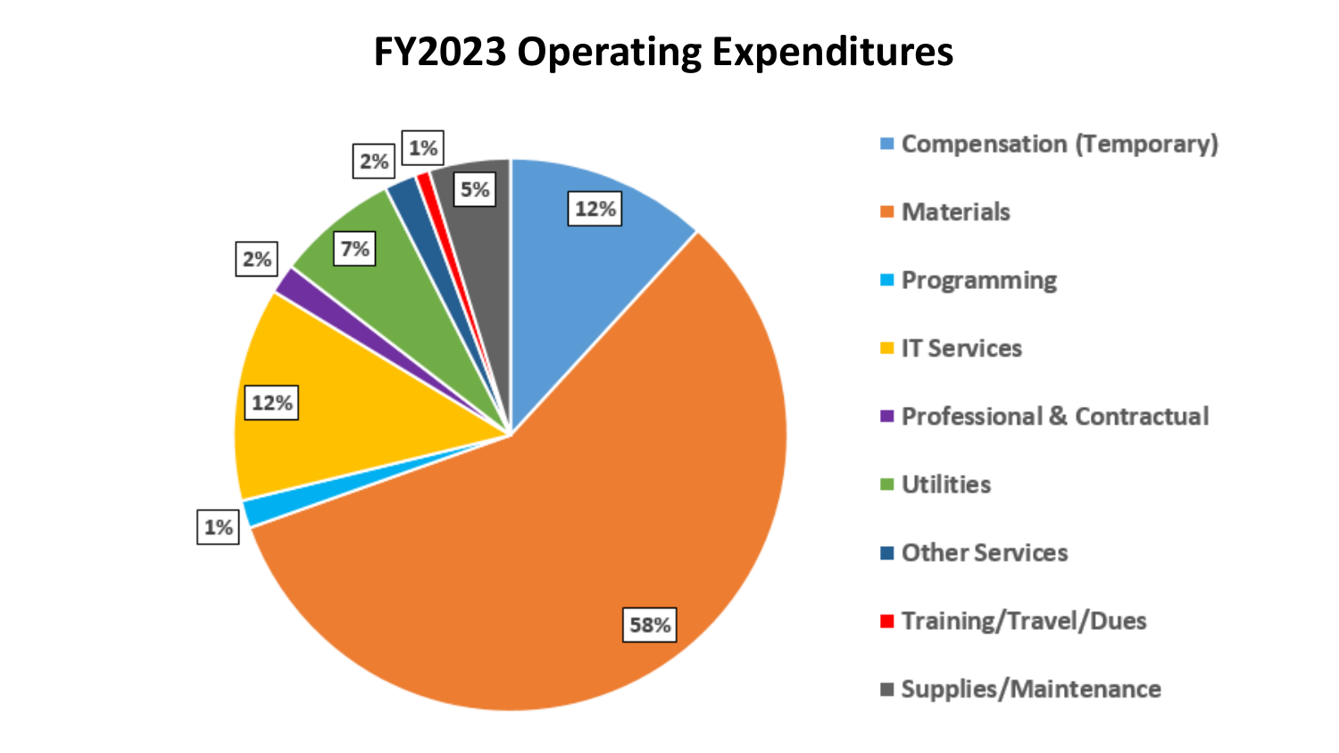# FY2023 Operating Expenditures

| Category | Percentage |
| --- | --- |
| Compensation (Temporary) | 12% |
| Materials | 58% |
| Programming | 1% |
| IT Services | 12% |
| Professional & Contractual | 2% |
| Utilities | 7% |
| Other Services | 2% |
| Training/Travel/Dues | 1% |
| Supplies/Maintenance | 5% |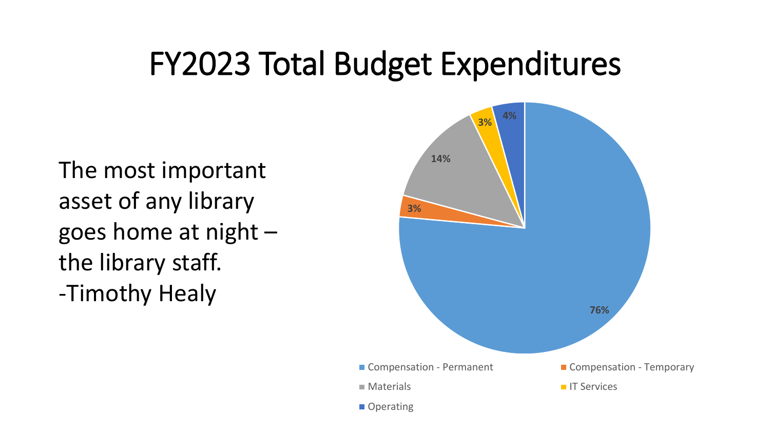# FY2023 Total Budget Expenditures

The most important asset of any library goes home at night – the library staff.
-Timothy Healy

| Category | Percentage |
| --- | --- |
| Compensation - Permanent | 76% |
| Compensation - Temporary | 3% |
| Materials | 14% |
| IT Services | 3% |
| Operating | 4% |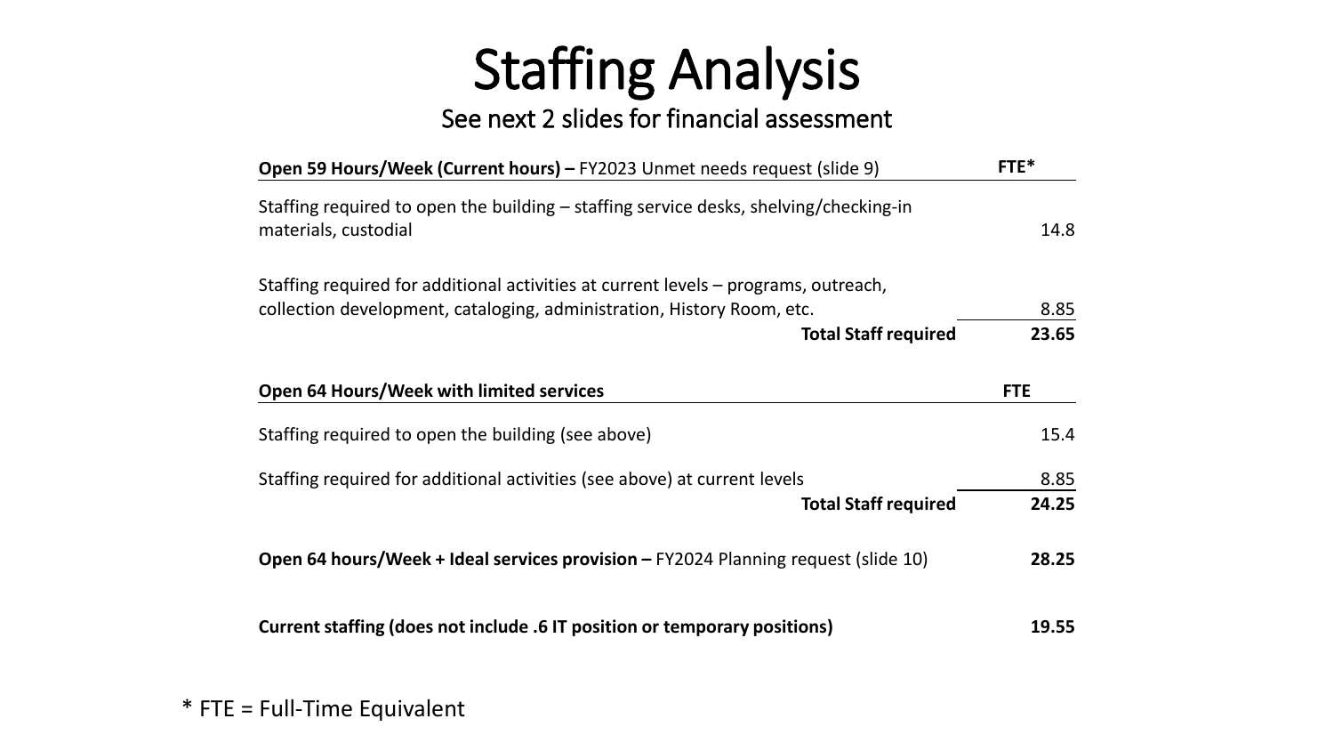# Staffing Analysis

## See next 2 slides for financial assessment

| **Open 59 Hours/Week (Current hours) –** FY2023 Unmet needs request (slide 9) | **FTE*** |
|---|---|
| Staffing required to open the building – staffing service desks, shelving/checking-in materials, custodial | 14.8 |
| Staffing required for additional activities at current levels – programs, outreach, collection development, cataloging, administration, History Room, etc. | 8.85 |
| **Total Staff required** | **23.65** |

| **Open 64 Hours/Week with limited services** | **FTE** |
|---|---|
| Staffing required to open the building (see above) | 15.4 |
| Staffing required for additional activities (see above) at current levels | 8.85 |
| **Total Staff required** | **24.25** |
| **Open 64 hours/Week + Ideal services provision –** FY2024 Planning request (slide 10) | **28.25** |
| **Current staffing (does not include .6 IT position or temporary positions)** | **19.55** |

* FTE = Full-Time Equivalent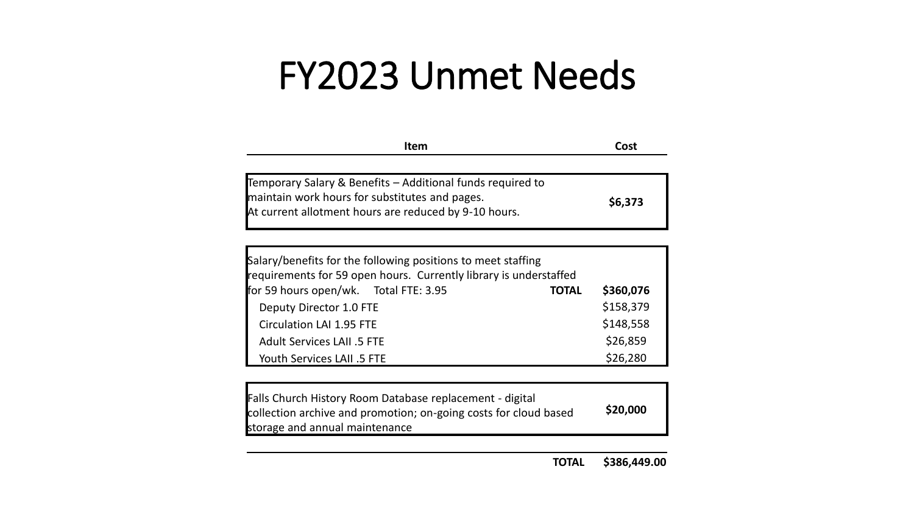# FY2023 Unmet Needs

| Item | | Cost |
|---|---|---|
| Temporary Salary & Benefits – Additional funds required to maintain work hours for substitutes and pages. At current allotment hours are reduced by 9-10 hours. | | **$6,373** |
| Salary/benefits for the following positions to meet staffing requirements for 59 open hours. Currently library is understaffed for 59 hours open/wk. Total FTE: 3.95 | **TOTAL** | **$360,076** |
| Deputy Director 1.0 FTE | | $158,379 |
| Circulation LAI 1.95 FTE | | $148,558 |
| Adult Services LAII .5 FTE | | $26,859 |
| Youth Services LAII .5 FTE | | $26,280 |
| Falls Church History Room Database replacement - digital collection archive and promotion; on-going costs for cloud based storage and annual maintenance | | **$20,000** |
| | **TOTAL** | **$386,449.00** |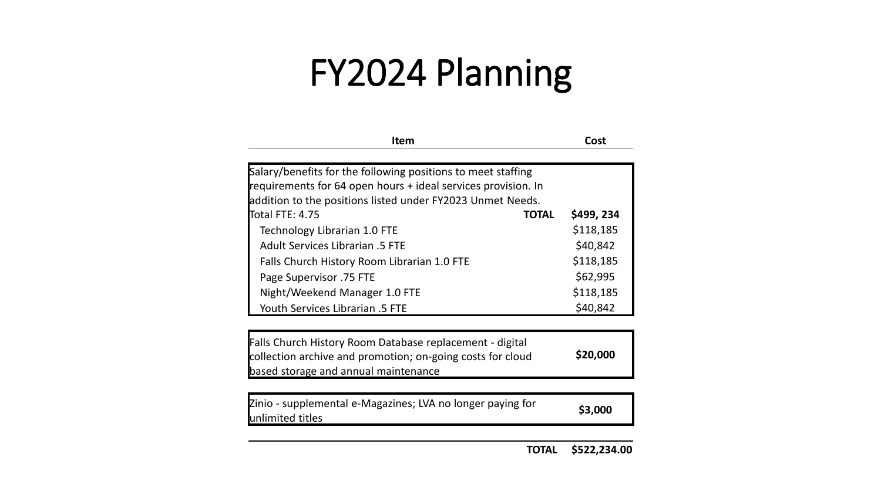# FY2024 Planning

| Item | | Cost |
|---|---|---|
| Salary/benefits for the following positions to meet staffing requirements for 64 open hours + ideal services provision. In addition to the positions listed under FY2023 Unmet Needs. Total FTE: 4.75 | **TOTAL** | **$499, 234** |
| Technology Librarian 1.0 FTE | | $118,185 |
| Adult Services Librarian .5 FTE | | $40,842 |
| Falls Church History Room Librarian 1.0 FTE | | $118,185 |
| Page Supervisor .75 FTE | | $62,995 |
| Night/Weekend Manager 1.0 FTE | | $118,185 |
| Youth Services Librarian .5 FTE | | $40,842 |
| Falls Church History Room Database replacement - digital collection archive and promotion; on-going costs for cloud based storage and annual maintenance | | **$20,000** |
| Zinio - supplemental e-Magazines; LVA no longer paying for unlimited titles | | **$3,000** |
| | **TOTAL** | **$522,234.00** |